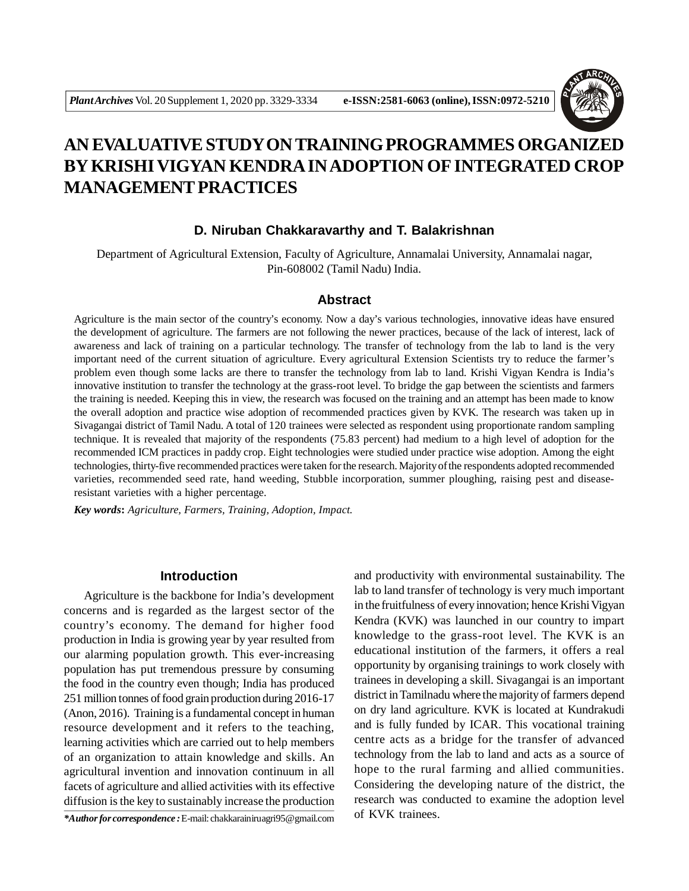# AN EVALUATIVE STUDY ON TRAINING PROGRAMMES ORGANIZED BY KRISHI VIGYAN KENDRA IN ADOPTION OF INTEGRATED CROP MANAGEMENT PRACTICES

**D. Niruban Chakkaravarthy and T. Balakrishnan**

Department of Agricultural Extension, Faculty of Agriculture, Annamalai University, Annamalai nagar, Pin-608002 (Tamil Nadu) India.

## Abstract

Agriculture is the main sector of the country's economy. Now a day's various technologies, innovative ideas have ensured the development of agriculture. The farmers are not following the newer practices, because of the lack of interest, lack of awareness and lack of training on a particular technology. The transfer of technology from the lab to land is the very important need of the current situation of agriculture. Every agricultural Extension Scientists try to reduce the farmer's problem even though some lacks are there to transfer the technology from lab to land. Krishi Vigyan Kendra is India's innovative institution to transfer the technology at the grass-root level. To bridge the gap between the scientists and farmers the training is needed. Keeping this in view, the research was focused on the training and an attempt has been made to know the overall adoption and practice wise adoption of recommended practices given by KVK. The research was taken up in Sivagangai district of Tamil Nadu. A total of 120 trainees were selected as respondent using proportionate random sampling technique. It is revealed that majority of the respondents (75.83 percent) had medium to a high level of adoption for the recommended ICM practices in paddy crop. Eight technologies were studied under practice wise adoption. Among the eight technologies, thirty-five recommended practices were taken for the research. Majority of the respondents adopted recommended varieties, recommended seed rate, hand weeding, Stubble incorporation, summer ploughing, raising pest and disease-resistant varieties with a higher percentage.

***Key words*: *Agriculture, Farmers, Training, Adoption, Impact.***

## Introduction

Agriculture is the backbone for India's development concerns and is regarded as the largest sector of the country's economy. The demand for higher food production in India is growing year by year resulted from our alarming population growth. This ever-increasing population has put tremendous pressure by consuming the food in the country even though; India has produced 251 million tonnes of food grain production during 2016-17 (Anon, 2016). Training is a fundamental concept in human resource development and it refers to the teaching, learning activities which are carried out to help members of an organization to attain knowledge and skills. An agricultural invention and innovation continuum in all facets of agriculture and allied activities with its effective diffusion is the key to sustainably increase the production and productivity with environmental sustainability. The lab to land transfer of technology is very much important in the fruitfulness of every innovation; hence Krishi Vigyan Kendra (KVK) was launched in our country to impart knowledge to the grass-root level. The KVK is an educational institution of the farmers, it offers a real opportunity by organising trainings to work closely with trainees in developing a skill. Sivagangai is an important district in Tamilnadu where the majority of farmers depend on dry land agriculture. KVK is located at Kundrakudi and is fully funded by ICAR. This vocational training centre acts as a bridge for the transfer of advanced technology from the lab to land and acts as a source of hope to the rural farming and allied communities. Considering the developing nature of the district, the research was conducted to examine the adoption level of KVK trainees.

***Author for correspondence :** E-mail: chakkarainiruagri95@gmail.com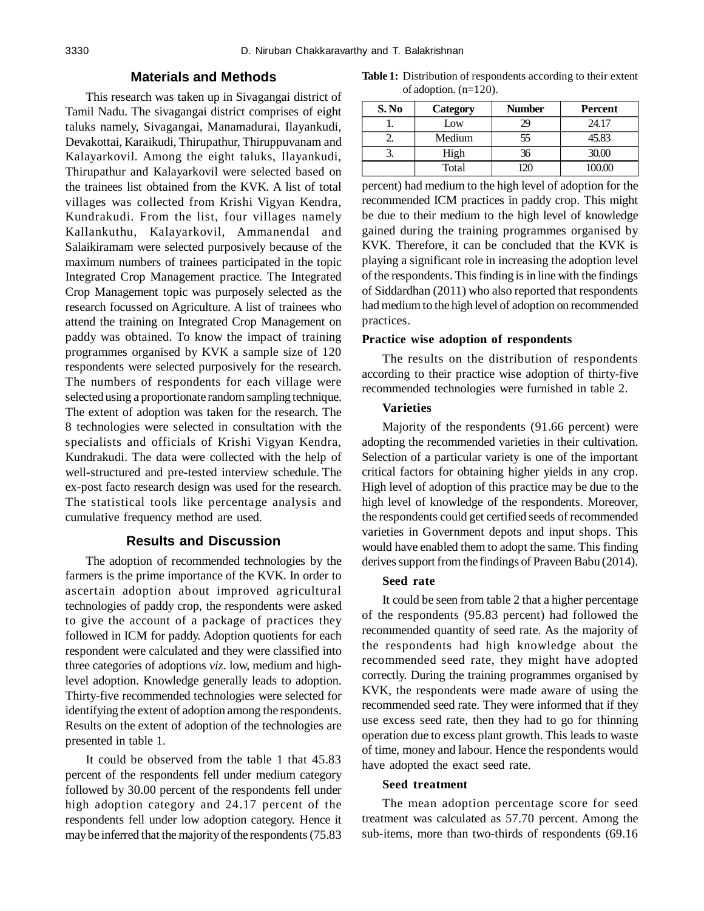## Materials and Methods

This research was taken up in Sivagangai district of Tamil Nadu. The sivagangai district comprises of eight taluks namely, Sivagangai, Manamadurai, Ilayankudi, Devakottai, Karaikudi, Thirupathur, Thiruppuvanam and Kalayarkovil. Among the eight taluks, Ilayankudi, Thirupathur and Kalayarkovil were selected based on the trainees list obtained from the KVK. A list of total villages was collected from Krishi Vigyan Kendra, Kundrakudi. From the list, four villages namely Kallankuthu, Kalayarkovil, Ammanendal and Salaikiramam were selected purposively because of the maximum numbers of trainees participated in the topic Integrated Crop Management practice. The Integrated Crop Management topic was purposely selected as the research focussed on Agriculture. A list of trainees who attend the training on Integrated Crop Management on paddy was obtained. To know the impact of training programmes organised by KVK a sample size of 120 respondents were selected purposively for the research. The numbers of respondents for each village were selected using a proportionate random sampling technique. The extent of adoption was taken for the research. The 8 technologies were selected in consultation with the specialists and officials of Krishi Vigyan Kendra, Kundrakudi. The data were collected with the help of well-structured and pre-tested interview schedule. The ex-post facto research design was used for the research. The statistical tools like percentage analysis and cumulative frequency method are used.

## Results and Discussion

The adoption of recommended technologies by the farmers is the prime importance of the KVK. In order to ascertain adoption about improved agricultural technologies of paddy crop, the respondents were asked to give the account of a package of practices they followed in ICM for paddy. Adoption quotients for each respondent were calculated and they were classified into three categories of adoptions *viz*. low, medium and high-level adoption. Knowledge generally leads to adoption. Thirty-five recommended technologies were selected for identifying the extent of adoption among the respondents. Results on the extent of adoption of the technologies are presented in table 1.

**Table 1:** Distribution of respondents according to their extent of adoption. (n=120).

| S. No | Category | Number | Percent |
|---|---|---|---|
| 1. | Low | 29 | 24.17 |
| 2. | Medium | 55 | 45.83 |
| 3. | High | 36 | 30.00 |
| | Total | 120 | 100.00 |

It could be observed from the table 1 that 45.83 percent of the respondents fell under medium category followed by 30.00 percent of the respondents fell under high adoption category and 24.17 percent of the respondents fell under low adoption category. Hence it may be inferred that the majority of the respondents (75.83 percent) had medium to the high level of adoption for the recommended ICM practices in paddy crop. This might be due to their medium to the high level of knowledge gained during the training programmes organised by KVK. Therefore, it can be concluded that the KVK is playing a significant role in increasing the adoption level of the respondents. This finding is in line with the findings of Siddardhan (2011) who also reported that respondents had medium to the high level of adoption on recommended practices.

### Practice wise adoption of respondents

The results on the distribution of respondents according to their practice wise adoption of thirty-five recommended technologies were furnished in table 2.

#### Varieties

Majority of the respondents (91.66 percent) were adopting the recommended varieties in their cultivation. Selection of a particular variety is one of the important critical factors for obtaining higher yields in any crop. High level of adoption of this practice may be due to the high level of knowledge of the respondents. Moreover, the respondents could get certified seeds of recommended varieties in Government depots and input shops. This would have enabled them to adopt the same. This finding derives support from the findings of Praveen Babu (2014).

#### Seed rate

It could be seen from table 2 that a higher percentage of the respondents (95.83 percent) had followed the recommended quantity of seed rate. As the majority of the respondents had high knowledge about the recommended seed rate, they might have adopted correctly. During the training programmes organised by KVK, the respondents were made aware of using the recommended seed rate. They were informed that if they use excess seed rate, then they had to go for thinning operation due to excess plant growth. This leads to waste of time, money and labour. Hence the respondents would have adopted the exact seed rate.

#### Seed treatment

The mean adoption percentage score for seed treatment was calculated as 57.70 percent. Among the sub-items, more than two-thirds of respondents (69.16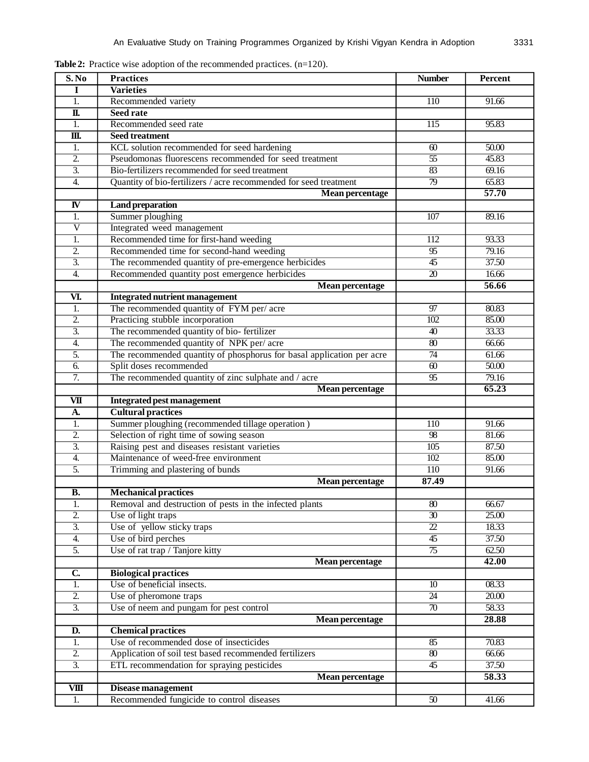**Table 2:** Practice wise adoption of the recommended practices. (n=120).

| S. No | Practices | Number | Percent |
|---|---|---|---|
| **I** | **Varieties** | | |
| 1. | Recommended variety | 110 | 91.66 |
| **II.** | **Seed rate** | | |
| 1. | Recommended seed rate | 115 | 95.83 |
| **III.** | **Seed treatment** | | |
| 1. | KCL solution recommended for seed hardening | 60 | 50.00 |
| 2. | Pseudomonas fluorescens recommended for seed treatment | 55 | 45.83 |
| 3. | Bio-fertilizers recommended for seed treatment | 83 | 69.16 |
| 4. | Quantity of bio-fertilizers / acre recommended for seed treatment | 79 | 65.83 |
| | **Mean percentage** | | **57.70** |
| **IV** | **Land preparation** | | |
| 1. | Summer ploughing | 107 | 89.16 |
| V | Integrated weed management | | |
| 1. | Recommended time for first-hand weeding | 112 | 93.33 |
| 2. | Recommended time for second-hand weeding | 95 | 79.16 |
| 3. | The recommended quantity of pre-emergence herbicides | 45 | 37.50 |
| 4. | Recommended quantity post emergence herbicides | 20 | 16.66 |
| | **Mean percentage** | | **56.66** |
| **VI.** | **Integrated nutrient management** | | |
| 1. | The recommended quantity of FYM per/ acre | 97 | 80.83 |
| 2. | Practicing stubble incorporation | 102 | 85.00 |
| 3. | The recommended quantity of bio- fertilizer | 40 | 33.33 |
| 4. | The recommended quantity of NPK per/ acre | 80 | 66.66 |
| 5. | The recommended quantity of phosphorus for basal application per acre | 74 | 61.66 |
| 6. | Split doses recommended | 60 | 50.00 |
| 7. | The recommended quantity of zinc sulphate and / acre | 95 | 79.16 |
| | **Mean percentage** | | **65.23** |
| **VII** | **Integrated pest management** | | |
| **A.** | **Cultural practices** | | |
| 1. | Summer ploughing (recommended tillage operation ) | 110 | 91.66 |
| 2. | Selection of right time of sowing season | 98 | 81.66 |
| 3. | Raising pest and diseases resistant varieties | 105 | 87.50 |
| 4. | Maintenance of weed-free environment | 102 | 85.00 |
| 5. | Trimming and plastering of bunds | 110 | 91.66 |
| | **Mean percentage** | **87.49** | |
| **B.** | **Mechanical practices** | | |
| 1. | Removal and destruction of pests in the infected plants | 80 | 66.67 |
| 2. | Use of light traps | 30 | 25.00 |
| 3. | Use of yellow sticky traps | 22 | 18.33 |
| 4. | Use of bird perches | 45 | 37.50 |
| 5. | Use of rat trap / Tanjore kitty | 75 | 62.50 |
| | **Mean percentage** | | **42.00** |
| **C.** | **Biological practices** | | |
| 1. | Use of beneficial insects. | 10 | 08.33 |
| 2. | Use of pheromone traps | 24 | 20.00 |
| 3. | Use of neem and pungam for pest control | 70 | 58.33 |
| | **Mean percentage** | | **28.88** |
| **D.** | **Chemical practices** | | |
| 1. | Use of recommended dose of insecticides | 85 | 70.83 |
| 2. | Application of soil test based recommended fertilizers | 80 | 66.66 |
| 3. | ETL recommendation for spraying pesticides | 45 | 37.50 |
| | **Mean percentage** | | **58.33** |
| **VIII** | **Disease management** | | |
| 1. | Recommended fungicide to control diseases | 50 | 41.66 |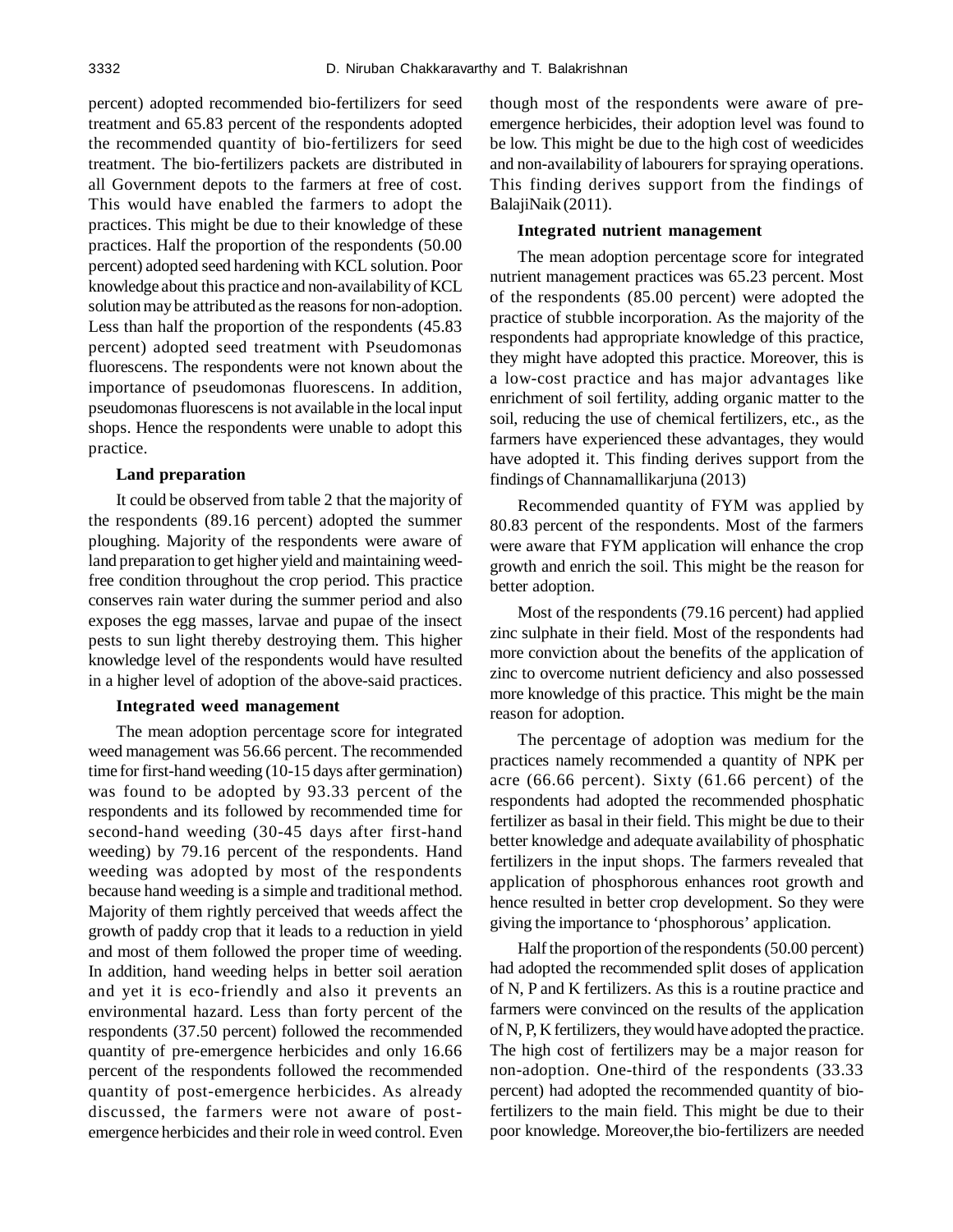percent) adopted recommended bio-fertilizers for seed treatment and 65.83 percent of the respondents adopted the recommended quantity of bio-fertilizers for seed treatment. The bio-fertilizers packets are distributed in all Government depots to the farmers at free of cost. This would have enabled the farmers to adopt the practices. This might be due to their knowledge of these practices. Half the proportion of the respondents (50.00 percent) adopted seed hardening with KCL solution. Poor knowledge about this practice and non-availability of KCL solution may be attributed as the reasons for non-adoption. Less than half the proportion of the respondents (45.83 percent) adopted seed treatment with Pseudomonas fluorescens. The respondents were not known about the importance of pseudomonas fluorescens. In addition, pseudomonas fluorescens is not available in the local input shops. Hence the respondents were unable to adopt this practice.

**Land preparation**

It could be observed from table 2 that the majority of the respondents (89.16 percent) adopted the summer ploughing. Majority of the respondents were aware of land preparation to get higher yield and maintaining weed-free condition throughout the crop period. This practice conserves rain water during the summer period and also exposes the egg masses, larvae and pupae of the insect pests to sun light thereby destroying them. This higher knowledge level of the respondents would have resulted in a higher level of adoption of the above-said practices.

**Integrated weed management**

The mean adoption percentage score for integrated weed management was 56.66 percent. The recommended time for first-hand weeding (10-15 days after germination) was found to be adopted by 93.33 percent of the respondents and its followed by recommended time for second-hand weeding (30-45 days after first-hand weeding) by 79.16 percent of the respondents. Hand weeding was adopted by most of the respondents because hand weeding is a simple and traditional method. Majority of them rightly perceived that weeds affect the growth of paddy crop that it leads to a reduction in yield and most of them followed the proper time of weeding. In addition, hand weeding helps in better soil aeration and yet it is eco-friendly and also it prevents an environmental hazard. Less than forty percent of the respondents (37.50 percent) followed the recommended quantity of pre-emergence herbicides and only 16.66 percent of the respondents followed the recommended quantity of post-emergence herbicides. As already discussed, the farmers were not aware of post-emergence herbicides and their role in weed control. Even though most of the respondents were aware of pre-emergence herbicides, their adoption level was found to be low. This might be due to the high cost of weedicides and non-availability of labourers for spraying operations. This finding derives support from the findings of BalajiNaik (2011).

**Integrated nutrient management**

The mean adoption percentage score for integrated nutrient management practices was 65.23 percent. Most of the respondents (85.00 percent) were adopted the practice of stubble incorporation. As the majority of the respondents had appropriate knowledge of this practice, they might have adopted this practice. Moreover, this is a low-cost practice and has major advantages like enrichment of soil fertility, adding organic matter to the soil, reducing the use of chemical fertilizers, etc., as the farmers have experienced these advantages, they would have adopted it. This finding derives support from the findings of Channamallikarjuna (2013)

Recommended quantity of FYM was applied by 80.83 percent of the respondents. Most of the farmers were aware that FYM application will enhance the crop growth and enrich the soil. This might be the reason for better adoption.

Most of the respondents (79.16 percent) had applied zinc sulphate in their field. Most of the respondents had more conviction about the benefits of the application of zinc to overcome nutrient deficiency and also possessed more knowledge of this practice. This might be the main reason for adoption.

The percentage of adoption was medium for the practices namely recommended a quantity of NPK per acre (66.66 percent). Sixty (61.66 percent) of the respondents had adopted the recommended phosphatic fertilizer as basal in their field. This might be due to their better knowledge and adequate availability of phosphatic fertilizers in the input shops. The farmers revealed that application of phosphorous enhances root growth and hence resulted in better crop development. So they were giving the importance to 'phosphorous' application.

Half the proportion of the respondents (50.00 percent) had adopted the recommended split doses of application of N, P and K fertilizers. As this is a routine practice and farmers were convinced on the results of the application of N, P, K fertilizers, they would have adopted the practice. The high cost of fertilizers may be a major reason for non-adoption. One-third of the respondents (33.33 percent) had adopted the recommended quantity of bio-fertilizers to the main field. This might be due to their poor knowledge. Moreover,the bio-fertilizers are needed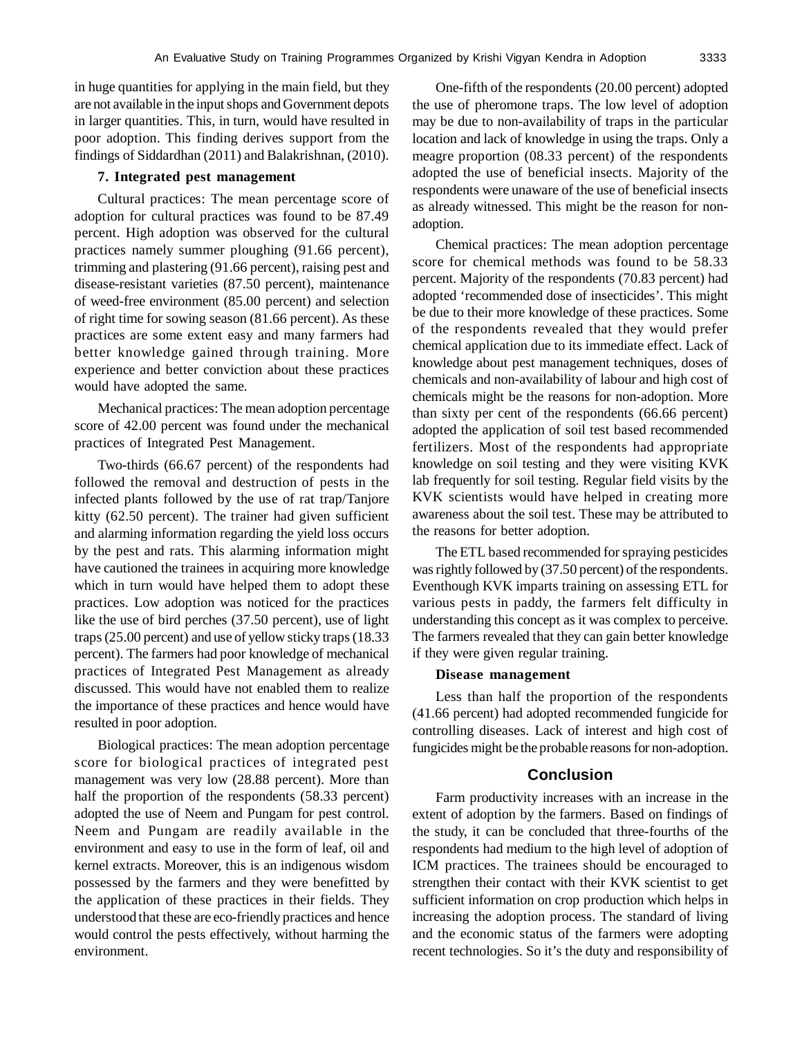in huge quantities for applying in the main field, but they are not available in the input shops and Government depots in larger quantities. This, in turn, would have resulted in poor adoption. This finding derives support from the findings of Siddardhan (2011) and Balakrishnan, (2010).

**7. Integrated pest management**

Cultural practices: The mean percentage score of adoption for cultural practices was found to be 87.49 percent. High adoption was observed for the cultural practices namely summer ploughing (91.66 percent), trimming and plastering (91.66 percent), raising pest and disease-resistant varieties (87.50 percent), maintenance of weed-free environment (85.00 percent) and selection of right time for sowing season (81.66 percent). As these practices are some extent easy and many farmers had better knowledge gained through training. More experience and better conviction about these practices would have adopted the same.

Mechanical practices: The mean adoption percentage score of 42.00 percent was found under the mechanical practices of Integrated Pest Management.

Two-thirds (66.67 percent) of the respondents had followed the removal and destruction of pests in the infected plants followed by the use of rat trap/Tanjore kitty (62.50 percent). The trainer had given sufficient and alarming information regarding the yield loss occurs by the pest and rats. This alarming information might have cautioned the trainees in acquiring more knowledge which in turn would have helped them to adopt these practices. Low adoption was noticed for the practices like the use of bird perches (37.50 percent), use of light traps (25.00 percent) and use of yellow sticky traps (18.33 percent). The farmers had poor knowledge of mechanical practices of Integrated Pest Management as already discussed. This would have not enabled them to realize the importance of these practices and hence would have resulted in poor adoption.

Biological practices: The mean adoption percentage score for biological practices of integrated pest management was very low (28.88 percent). More than half the proportion of the respondents (58.33 percent) adopted the use of Neem and Pungam for pest control. Neem and Pungam are readily available in the environment and easy to use in the form of leaf, oil and kernel extracts. Moreover, this is an indigenous wisdom possessed by the farmers and they were benefitted by the application of these practices in their fields. They understood that these are eco-friendly practices and hence would control the pests effectively, without harming the environment.

One-fifth of the respondents (20.00 percent) adopted the use of pheromone traps. The low level of adoption may be due to non-availability of traps in the particular location and lack of knowledge in using the traps. Only a meagre proportion (08.33 percent) of the respondents adopted the use of beneficial insects. Majority of the respondents were unaware of the use of beneficial insects as already witnessed. This might be the reason for non-adoption.

Chemical practices: The mean adoption percentage score for chemical methods was found to be 58.33 percent. Majority of the respondents (70.83 percent) had adopted 'recommended dose of insecticides'. This might be due to their more knowledge of these practices. Some of the respondents revealed that they would prefer chemical application due to its immediate effect. Lack of knowledge about pest management techniques, doses of chemicals and non-availability of labour and high cost of chemicals might be the reasons for non-adoption. More than sixty per cent of the respondents (66.66 percent) adopted the application of soil test based recommended fertilizers. Most of the respondents had appropriate knowledge on soil testing and they were visiting KVK lab frequently for soil testing. Regular field visits by the KVK scientists would have helped in creating more awareness about the soil test. These may be attributed to the reasons for better adoption.

The ETL based recommended for spraying pesticides was rightly followed by (37.50 percent) of the respondents. Eventhough KVK imparts training on assessing ETL for various pests in paddy, the farmers felt difficulty in understanding this concept as it was complex to perceive. The farmers revealed that they can gain better knowledge if they were given regular training.

**Disease management**

Less than half the proportion of the respondents (41.66 percent) had adopted recommended fungicide for controlling diseases. Lack of interest and high cost of fungicides might be the probable reasons for non-adoption.

## Conclusion

Farm productivity increases with an increase in the extent of adoption by the farmers. Based on findings of the study, it can be concluded that three-fourths of the respondents had medium to the high level of adoption of ICM practices. The trainees should be encouraged to strengthen their contact with their KVK scientist to get sufficient information on crop production which helps in increasing the adoption process. The standard of living and the economic status of the farmers were adopting recent technologies. So it's the duty and responsibility of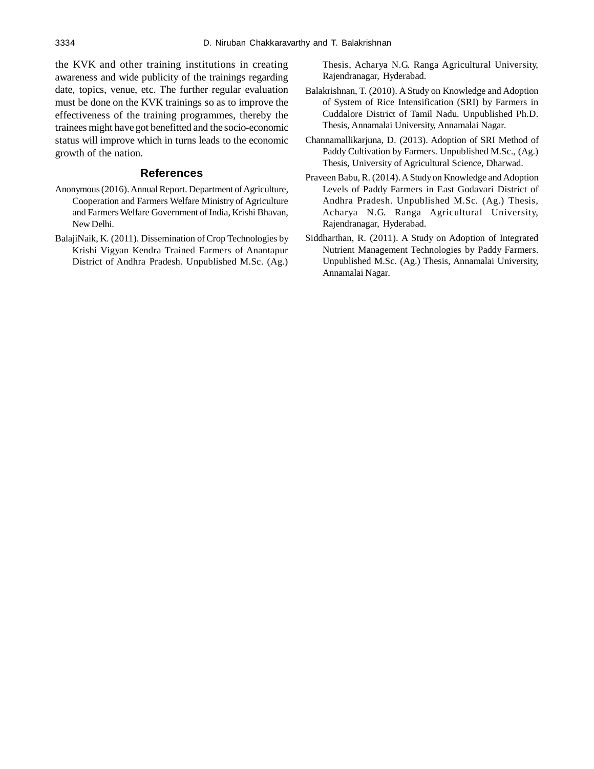the KVK and other training institutions in creating awareness and wide publicity of the trainings regarding date, topics, venue, etc. The further regular evaluation must be done on the KVK trainings so as to improve the effectiveness of the training programmes, thereby the trainees might have got benefitted and the socio-economic status will improve which in turns leads to the economic growth of the nation.

## References

Anonymous (2016). Annual Report. Department of Agriculture, Cooperation and Farmers Welfare Ministry of Agriculture and Farmers Welfare Government of India, Krishi Bhavan, New Delhi.

BalajiNaik, K. (2011). Dissemination of Crop Technologies by Krishi Vigyan Kendra Trained Farmers of Anantapur District of Andhra Pradesh. Unpublished M.Sc. (Ag.) Thesis, Acharya N.G. Ranga Agricultural University, Rajendranagar, Hyderabad.

Balakrishnan, T. (2010). A Study on Knowledge and Adoption of System of Rice Intensification (SRI) by Farmers in Cuddalore District of Tamil Nadu. Unpublished Ph.D. Thesis, Annamalai University, Annamalai Nagar.

Channamallikarjuna, D. (2013). Adoption of SRI Method of Paddy Cultivation by Farmers. Unpublished M.Sc., (Ag.) Thesis, University of Agricultural Science, Dharwad.

Praveen Babu, R. (2014). A Study on Knowledge and Adoption Levels of Paddy Farmers in East Godavari District of Andhra Pradesh. Unpublished M.Sc. (Ag.) Thesis, Acharya N.G. Ranga Agricultural University, Rajendranagar, Hyderabad.

Siddharthan, R. (2011). A Study on Adoption of Integrated Nutrient Management Technologies by Paddy Farmers. Unpublished M.Sc. (Ag.) Thesis, Annamalai University, Annamalai Nagar.